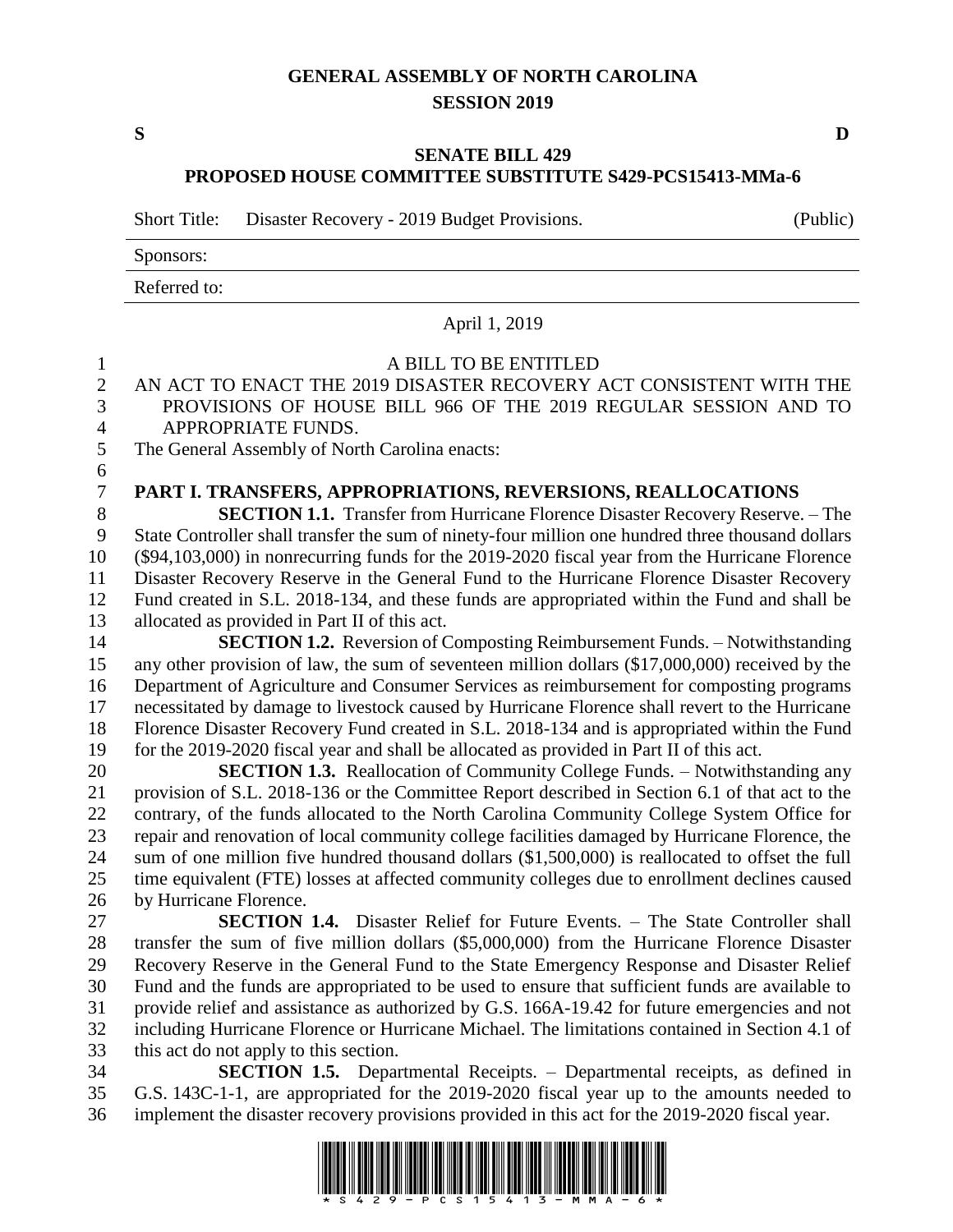# GENERAL ASSEMBLY OF NORTH CAROLINA
## SESSION 2019

S D

## SENATE BILL 429
## PROPOSED HOUSE COMMITTEE SUBSTITUTE S429-PCS15413-MMa-6

Short Title: Disaster Recovery - 2019 Budget Provisions. (Public)

Sponsors:

Referred to:

April 1, 2019

A BILL TO BE ENTITLED

AN ACT TO ENACT THE 2019 DISASTER RECOVERY ACT CONSISTENT WITH THE PROVISIONS OF HOUSE BILL 966 OF THE 2019 REGULAR SESSION AND TO APPROPRIATE FUNDS.

The General Assembly of North Carolina enacts:

**PART I. TRANSFERS, APPROPRIATIONS, REVERSIONS, REALLOCATIONS**

**SECTION 1.1.** Transfer from Hurricane Florence Disaster Recovery Reserve. – The State Controller shall transfer the sum of ninety-four million one hundred three thousand dollars ($94,103,000) in nonrecurring funds for the 2019-2020 fiscal year from the Hurricane Florence Disaster Recovery Reserve in the General Fund to the Hurricane Florence Disaster Recovery Fund created in S.L. 2018-134, and these funds are appropriated within the Fund and shall be allocated as provided in Part II of this act.

**SECTION 1.2.** Reversion of Composting Reimbursement Funds. – Notwithstanding any other provision of law, the sum of seventeen million dollars ($17,000,000) received by the Department of Agriculture and Consumer Services as reimbursement for composting programs necessitated by damage to livestock caused by Hurricane Florence shall revert to the Hurricane Florence Disaster Recovery Fund created in S.L. 2018-134 and is appropriated within the Fund for the 2019-2020 fiscal year and shall be allocated as provided in Part II of this act.

**SECTION 1.3.** Reallocation of Community College Funds. – Notwithstanding any provision of S.L. 2018-136 or the Committee Report described in Section 6.1 of that act to the contrary, of the funds allocated to the North Carolina Community College System Office for repair and renovation of local community college facilities damaged by Hurricane Florence, the sum of one million five hundred thousand dollars ($1,500,000) is reallocated to offset the full time equivalent (FTE) losses at affected community colleges due to enrollment declines caused by Hurricane Florence.

**SECTION 1.4.** Disaster Relief for Future Events. – The State Controller shall transfer the sum of five million dollars ($5,000,000) from the Hurricane Florence Disaster Recovery Reserve in the General Fund to the State Emergency Response and Disaster Relief Fund and the funds are appropriated to be used to ensure that sufficient funds are available to provide relief and assistance as authorized by G.S. 166A-19.42 for future emergencies and not including Hurricane Florence or Hurricane Michael. The limitations contained in Section 4.1 of this act do not apply to this section.

**SECTION 1.5.** Departmental Receipts. – Departmental receipts, as defined in G.S. 143C-1-1, are appropriated for the 2019-2020 fiscal year up to the amounts needed to implement the disaster recovery provisions provided in this act for the 2019-2020 fiscal year.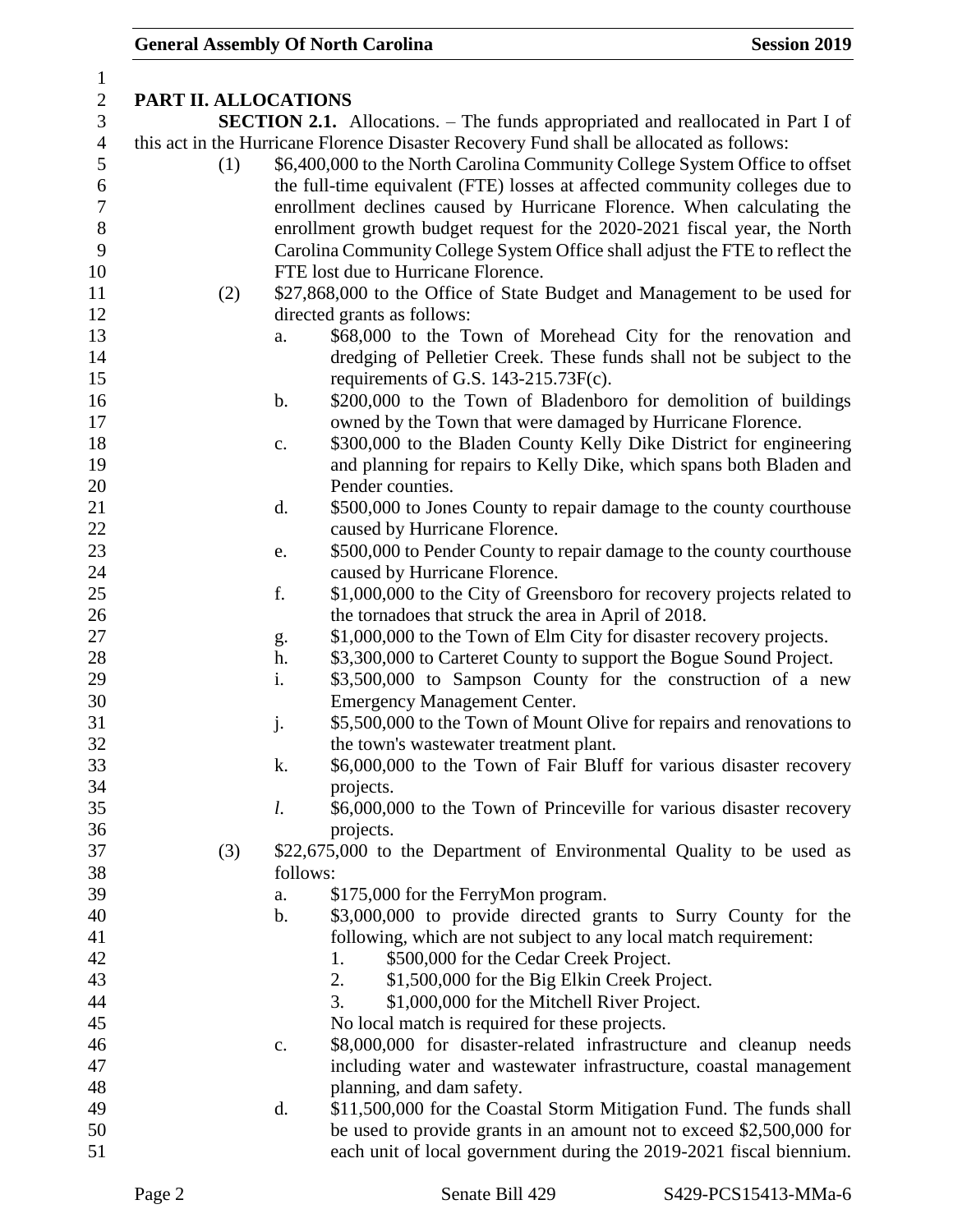## PART II. ALLOCATIONS

**SECTION 2.1.** Allocations. – The funds appropriated and reallocated in Part I of this act in the Hurricane Florence Disaster Recovery Fund shall be allocated as follows:

(1) $6,400,000 to the North Carolina Community College System Office to offset the full-time equivalent (FTE) losses at affected community colleges due to enrollment declines caused by Hurricane Florence. When calculating the enrollment growth budget request for the 2020-2021 fiscal year, the North Carolina Community College System Office shall adjust the FTE to reflect the FTE lost due to Hurricane Florence.

(2) $27,868,000 to the Office of State Budget and Management to be used for directed grants as follows:

a. $68,000 to the Town of Morehead City for the renovation and dredging of Pelletier Creek. These funds shall not be subject to the requirements of G.S. 143-215.73F(c).

b. $200,000 to the Town of Bladenboro for demolition of buildings owned by the Town that were damaged by Hurricane Florence.

c. $300,000 to the Bladen County Kelly Dike District for engineering and planning for repairs to Kelly Dike, which spans both Bladen and Pender counties.

d. $500,000 to Jones County to repair damage to the county courthouse caused by Hurricane Florence.

e. $500,000 to Pender County to repair damage to the county courthouse caused by Hurricane Florence.

f. $1,000,000 to the City of Greensboro for recovery projects related to the tornadoes that struck the area in April of 2018.

g. $1,000,000 to the Town of Elm City for disaster recovery projects.

h. $3,300,000 to Carteret County to support the Bogue Sound Project.

i. $3,500,000 to Sampson County for the construction of a new Emergency Management Center.

j. $5,500,000 to the Town of Mount Olive for repairs and renovations to the town's wastewater treatment plant.

k. $6,000,000 to the Town of Fair Bluff for various disaster recovery projects.

*l.* $6,000,000 to the Town of Princeville for various disaster recovery projects.

(3) $22,675,000 to the Department of Environmental Quality to be used as follows:

a. $175,000 for the FerryMon program.

b. $3,000,000 to provide directed grants to Surry County for the following, which are not subject to any local match requirement:

1. $500,000 for the Cedar Creek Project.
2. $1,500,000 for the Big Elkin Creek Project.
3. $1,000,000 for the Mitchell River Project.

No local match is required for these projects.

c. $8,000,000 for disaster-related infrastructure and cleanup needs including water and wastewater infrastructure, coastal management planning, and dam safety.

d. $11,500,000 for the Coastal Storm Mitigation Fund. The funds shall be used to provide grants in an amount not to exceed $2,500,000 for each unit of local government during the 2019-2021 fiscal biennium.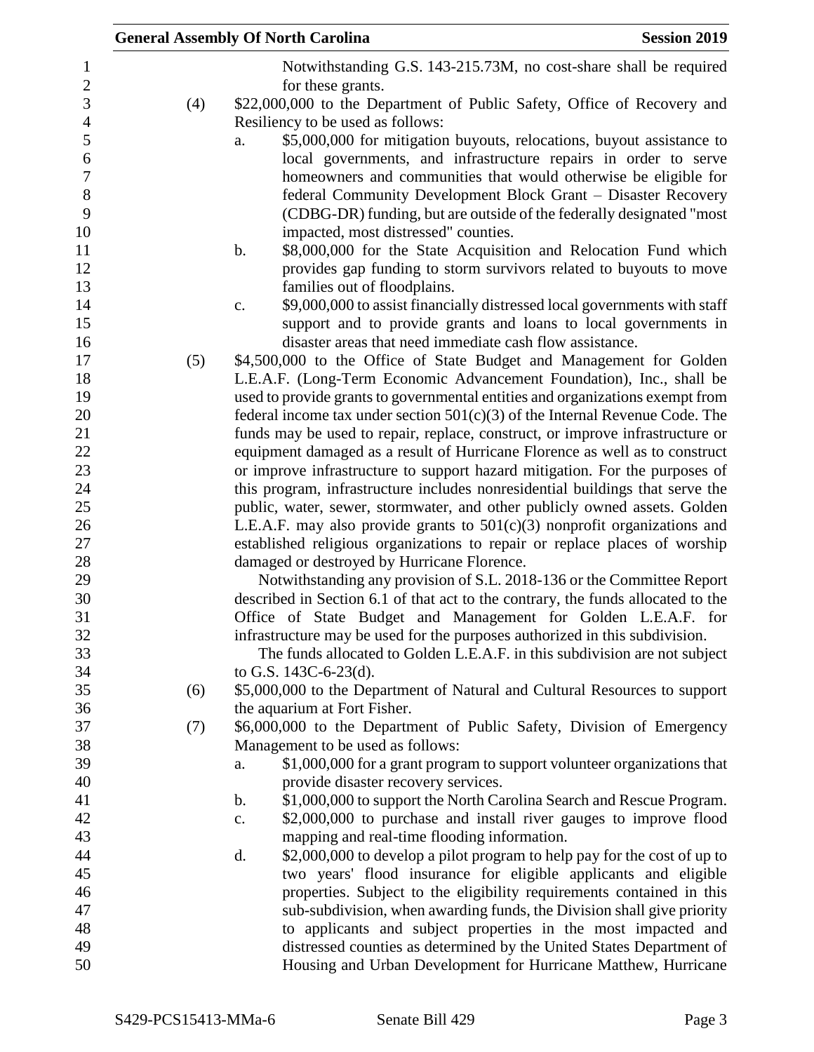Notwithstanding G.S. 143-215.73M, no cost-share shall be required for these grants.

(4) $22,000,000 to the Department of Public Safety, Office of Recovery and Resiliency to be used as follows:

a. $5,000,000 for mitigation buyouts, relocations, buyout assistance to local governments, and infrastructure repairs in order to serve homeowners and communities that would otherwise be eligible for federal Community Development Block Grant – Disaster Recovery (CDBG-DR) funding, but are outside of the federally designated "most impacted, most distressed" counties.

b. $8,000,000 for the State Acquisition and Relocation Fund which provides gap funding to storm survivors related to buyouts to move families out of floodplains.

c. $9,000,000 to assist financially distressed local governments with staff support and to provide grants and loans to local governments in disaster areas that need immediate cash flow assistance.

(5) $4,500,000 to the Office of State Budget and Management for Golden L.E.A.F. (Long-Term Economic Advancement Foundation), Inc., shall be used to provide grants to governmental entities and organizations exempt from federal income tax under section 501(c)(3) of the Internal Revenue Code. The funds may be used to repair, replace, construct, or improve infrastructure or equipment damaged as a result of Hurricane Florence as well as to construct or improve infrastructure to support hazard mitigation. For the purposes of this program, infrastructure includes nonresidential buildings that serve the public, water, sewer, stormwater, and other publicly owned assets. Golden L.E.A.F. may also provide grants to 501(c)(3) nonprofit organizations and established religious organizations to repair or replace places of worship damaged or destroyed by Hurricane Florence.

Notwithstanding any provision of S.L. 2018-136 or the Committee Report described in Section 6.1 of that act to the contrary, the funds allocated to the Office of State Budget and Management for Golden L.E.A.F. for infrastructure may be used for the purposes authorized in this subdivision.

The funds allocated to Golden L.E.A.F. in this subdivision are not subject to G.S. 143C-6-23(d).

(6) $5,000,000 to the Department of Natural and Cultural Resources to support the aquarium at Fort Fisher.

(7) $6,000,000 to the Department of Public Safety, Division of Emergency Management to be used as follows:

a. $1,000,000 for a grant program to support volunteer organizations that provide disaster recovery services.

b. $1,000,000 to support the North Carolina Search and Rescue Program.

c. $2,000,000 to purchase and install river gauges to improve flood mapping and real-time flooding information.

d. $2,000,000 to develop a pilot program to help pay for the cost of up to two years' flood insurance for eligible applicants and eligible properties. Subject to the eligibility requirements contained in this sub-subdivision, when awarding funds, the Division shall give priority to applicants and subject properties in the most impacted and distressed counties as determined by the United States Department of Housing and Urban Development for Hurricane Matthew, Hurricane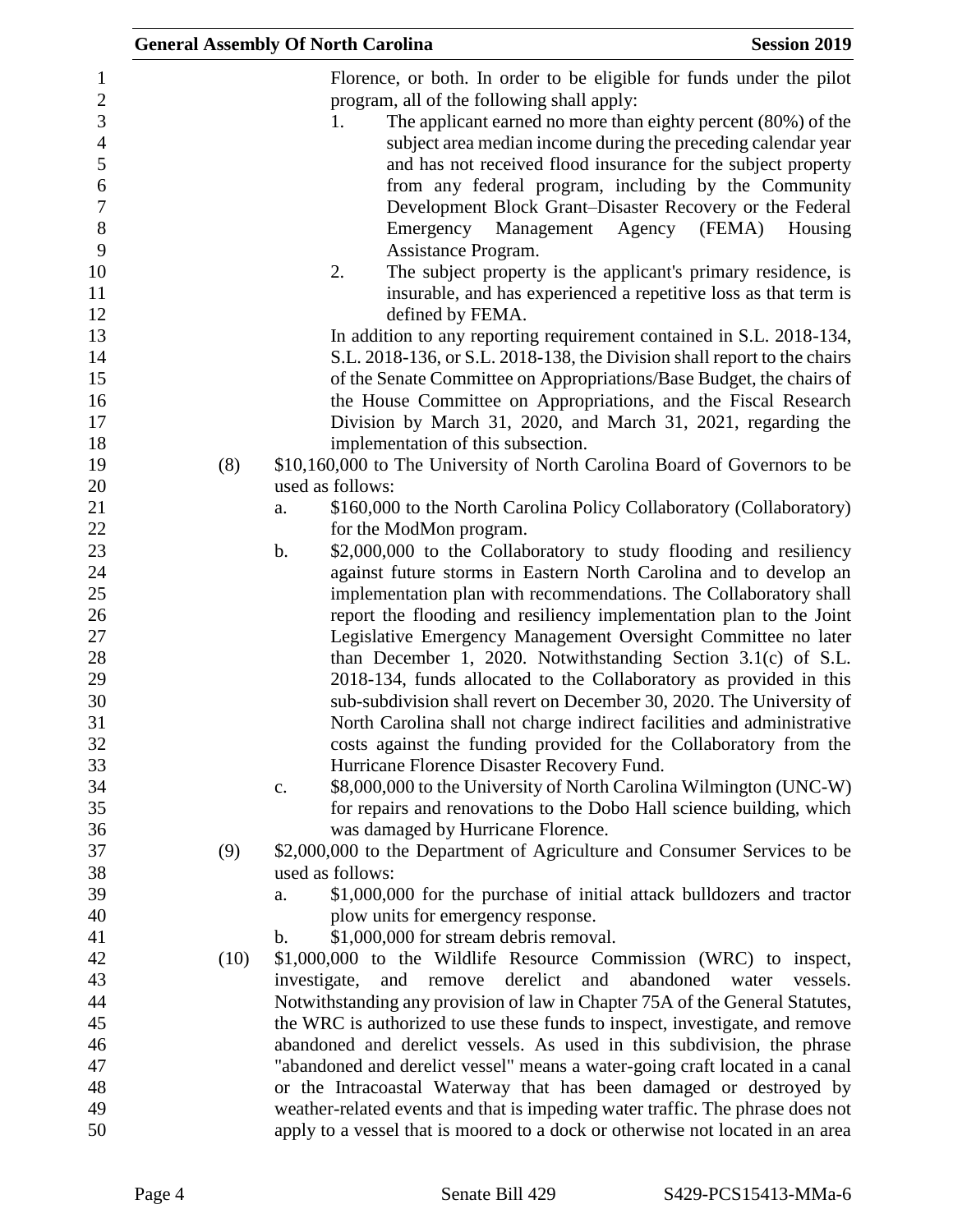Florence, or both. In order to be eligible for funds under the pilot program, all of the following shall apply:

1. The applicant earned no more than eighty percent (80%) of the subject area median income during the preceding calendar year and has not received flood insurance for the subject property from any federal program, including by the Community Development Block Grant–Disaster Recovery or the Federal Emergency Management Agency (FEMA) Housing Assistance Program.
2. The subject property is the applicant's primary residence, is insurable, and has experienced a repetitive loss as that term is defined by FEMA.

In addition to any reporting requirement contained in S.L. 2018-134, S.L. 2018-136, or S.L. 2018-138, the Division shall report to the chairs of the Senate Committee on Appropriations/Base Budget, the chairs of the House Committee on Appropriations, and the Fiscal Research Division by March 31, 2020, and March 31, 2021, regarding the implementation of this subsection.

(8) $10,160,000 to The University of North Carolina Board of Governors to be used as follows:

a. $160,000 to the North Carolina Policy Collaboratory (Collaboratory) for the ModMon program.

b. $2,000,000 to the Collaboratory to study flooding and resiliency against future storms in Eastern North Carolina and to develop an implementation plan with recommendations. The Collaboratory shall report the flooding and resiliency implementation plan to the Joint Legislative Emergency Management Oversight Committee no later than December 1, 2020. Notwithstanding Section 3.1(c) of S.L. 2018-134, funds allocated to the Collaboratory as provided in this sub-subdivision shall revert on December 30, 2020. The University of North Carolina shall not charge indirect facilities and administrative costs against the funding provided for the Collaboratory from the Hurricane Florence Disaster Recovery Fund.

c. $8,000,000 to the University of North Carolina Wilmington (UNC-W) for repairs and renovations to the Dobo Hall science building, which was damaged by Hurricane Florence.

(9) $2,000,000 to the Department of Agriculture and Consumer Services to be used as follows:

a. $1,000,000 for the purchase of initial attack bulldozers and tractor plow units for emergency response.

b. $1,000,000 for stream debris removal.

(10) $1,000,000 to the Wildlife Resource Commission (WRC) to inspect, investigate, and remove derelict and abandoned water vessels. Notwithstanding any provision of law in Chapter 75A of the General Statutes, the WRC is authorized to use these funds to inspect, investigate, and remove abandoned and derelict vessels. As used in this subdivision, the phrase "abandoned and derelict vessel" means a water-going craft located in a canal or the Intracoastal Waterway that has been damaged or destroyed by weather-related events and that is impeding water traffic. The phrase does not apply to a vessel that is moored to a dock or otherwise not located in an area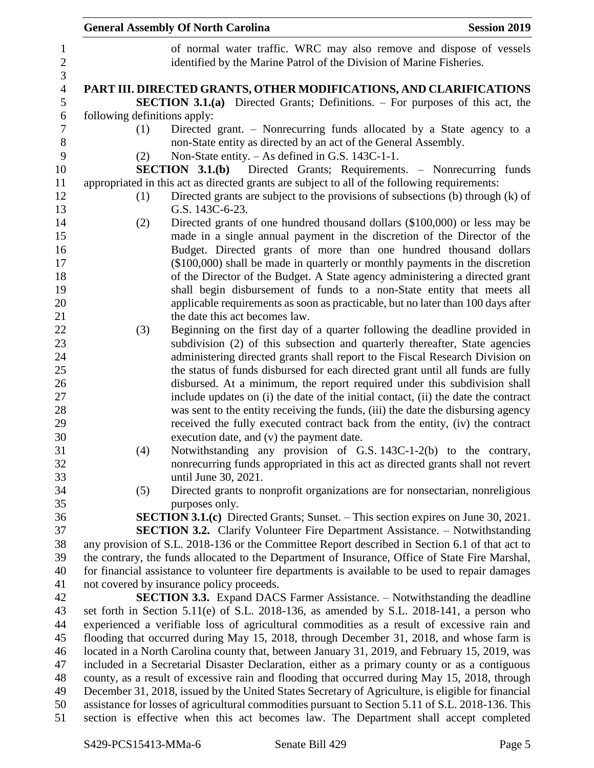of normal water traffic. WRC may also remove and dispose of vessels identified by the Marine Patrol of the Division of Marine Fisheries.

## PART III. DIRECTED GRANTS, OTHER MODIFICATIONS, AND CLARIFICATIONS

**SECTION 3.1.(a)** Directed Grants; Definitions. – For purposes of this act, the following definitions apply:

(1) Directed grant. – Nonrecurring funds allocated by a State agency to a non-State entity as directed by an act of the General Assembly.

(2) Non-State entity. – As defined in G.S. 143C-1-1.

**SECTION 3.1.(b)** Directed Grants; Requirements. – Nonrecurring funds appropriated in this act as directed grants are subject to all of the following requirements:

(1) Directed grants are subject to the provisions of subsections (b) through (k) of G.S. 143C-6-23.

(2) Directed grants of one hundred thousand dollars ($100,000) or less may be made in a single annual payment in the discretion of the Director of the Budget. Directed grants of more than one hundred thousand dollars ($100,000) shall be made in quarterly or monthly payments in the discretion of the Director of the Budget. A State agency administering a directed grant shall begin disbursement of funds to a non-State entity that meets all applicable requirements as soon as practicable, but no later than 100 days after the date this act becomes law.

(3) Beginning on the first day of a quarter following the deadline provided in subdivision (2) of this subsection and quarterly thereafter, State agencies administering directed grants shall report to the Fiscal Research Division on the status of funds disbursed for each directed grant until all funds are fully disbursed. At a minimum, the report required under this subdivision shall include updates on (i) the date of the initial contact, (ii) the date the contract was sent to the entity receiving the funds, (iii) the date the disbursing agency received the fully executed contract back from the entity, (iv) the contract execution date, and (v) the payment date.

(4) Notwithstanding any provision of G.S. 143C-1-2(b) to the contrary, nonrecurring funds appropriated in this act as directed grants shall not revert until June 30, 2021.

(5) Directed grants to nonprofit organizations are for nonsectarian, nonreligious purposes only.

**SECTION 3.1.(c)** Directed Grants; Sunset. – This section expires on June 30, 2021.

**SECTION 3.2.** Clarify Volunteer Fire Department Assistance. – Notwithstanding any provision of S.L. 2018-136 or the Committee Report described in Section 6.1 of that act to the contrary, the funds allocated to the Department of Insurance, Office of State Fire Marshal, for financial assistance to volunteer fire departments is available to be used to repair damages not covered by insurance policy proceeds.

**SECTION 3.3.** Expand DACS Farmer Assistance. – Notwithstanding the deadline set forth in Section 5.11(e) of S.L. 2018-136, as amended by S.L. 2018-141, a person who experienced a verifiable loss of agricultural commodities as a result of excessive rain and flooding that occurred during May 15, 2018, through December 31, 2018, and whose farm is located in a North Carolina county that, between January 31, 2019, and February 15, 2019, was included in a Secretarial Disaster Declaration, either as a primary county or as a contiguous county, as a result of excessive rain and flooding that occurred during May 15, 2018, through December 31, 2018, issued by the United States Secretary of Agriculture, is eligible for financial assistance for losses of agricultural commodities pursuant to Section 5.11 of S.L. 2018-136. This section is effective when this act becomes law. The Department shall accept completed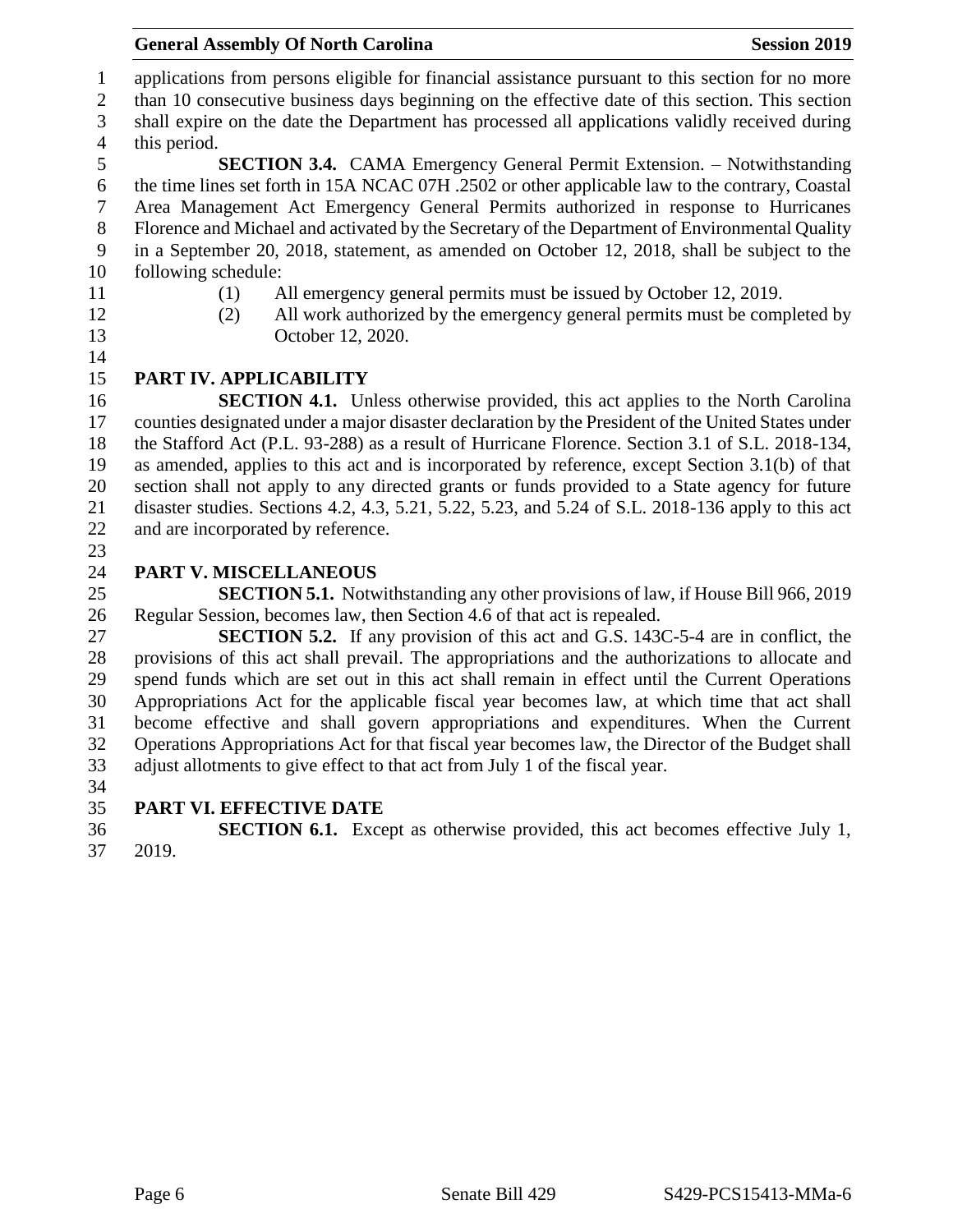applications from persons eligible for financial assistance pursuant to this section for no more than 10 consecutive business days beginning on the effective date of this section. This section shall expire on the date the Department has processed all applications validly received during this period.

**SECTION 3.4.** CAMA Emergency General Permit Extension. – Notwithstanding the time lines set forth in 15A NCAC 07H .2502 or other applicable law to the contrary, Coastal Area Management Act Emergency General Permits authorized in response to Hurricanes Florence and Michael and activated by the Secretary of the Department of Environmental Quality in a September 20, 2018, statement, as amended on October 12, 2018, shall be subject to the following schedule:

(1) All emergency general permits must be issued by October 12, 2019.

(2) All work authorized by the emergency general permits must be completed by October 12, 2020.

## PART IV. APPLICABILITY

**SECTION 4.1.** Unless otherwise provided, this act applies to the North Carolina counties designated under a major disaster declaration by the President of the United States under the Stafford Act (P.L. 93-288) as a result of Hurricane Florence. Section 3.1 of S.L. 2018-134, as amended, applies to this act and is incorporated by reference, except Section 3.1(b) of that section shall not apply to any directed grants or funds provided to a State agency for future disaster studies. Sections 4.2, 4.3, 5.21, 5.22, 5.23, and 5.24 of S.L. 2018-136 apply to this act and are incorporated by reference.

## PART V. MISCELLANEOUS

**SECTION 5.1.** Notwithstanding any other provisions of law, if House Bill 966, 2019 Regular Session, becomes law, then Section 4.6 of that act is repealed.

**SECTION 5.2.** If any provision of this act and G.S. 143C-5-4 are in conflict, the provisions of this act shall prevail. The appropriations and the authorizations to allocate and spend funds which are set out in this act shall remain in effect until the Current Operations Appropriations Act for the applicable fiscal year becomes law, at which time that act shall become effective and shall govern appropriations and expenditures. When the Current Operations Appropriations Act for that fiscal year becomes law, the Director of the Budget shall adjust allotments to give effect to that act from July 1 of the fiscal year.

## PART VI. EFFECTIVE DATE

**SECTION 6.1.** Except as otherwise provided, this act becomes effective July 1, 2019.